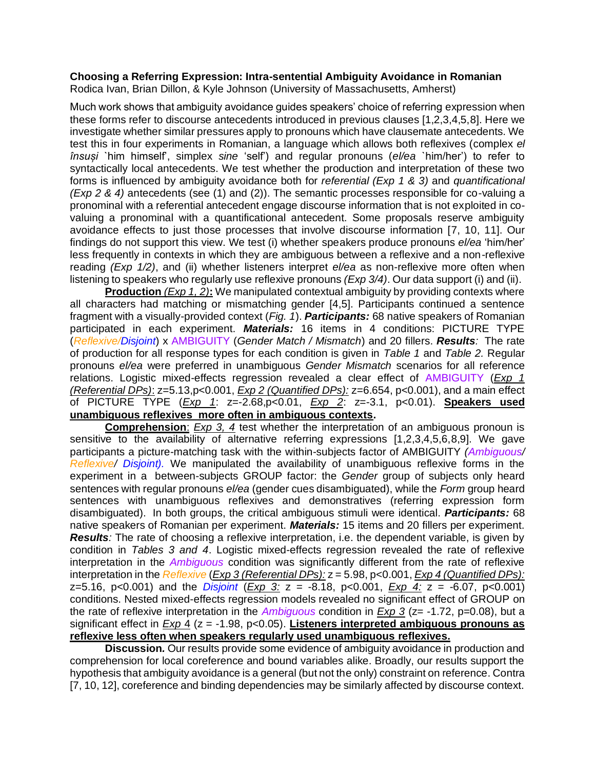**Choosing a Referring Expression: Intra-sentential Ambiguity Avoidance in Romanian**
Rodica Ivan, Brian Dillon, & Kyle Johnson (University of Massachusetts, Amherst)

Much work shows that ambiguity avoidance guides speakers' choice of referring expression when these forms refer to discourse antecedents introduced in previous clauses [1,2,3,4,5,8]. Here we investigate whether similar pressures apply to pronouns which have clausemate antecedents. We test this in four experiments in Romanian, a language which allows both reflexives (complex *el însuși* `him himself', simplex *sine* 'self') and regular pronouns (*el/ea* `him/her') to refer to syntactically local antecedents. We test whether the production and interpretation of these two forms is influenced by ambiguity avoidance both for *referential (Exp 1 & 3)* and *quantificational (Exp 2 & 4)* antecedents (see (1) and (2)). The semantic processes responsible for co-valuing a pronominal with a referential antecedent engage discourse information that is not exploited in co-valuing a pronominal with a quantificational antecedent. Some proposals reserve ambiguity avoidance effects to just those processes that involve discourse information [7, 10, 11]. Our findings do not support this view. We test (i) whether speakers produce pronouns *el/ea* 'him/her' less frequently in contexts in which they are ambiguous between a reflexive and a non-reflexive reading *(Exp 1/2)*, and (ii) whether listeners interpret *el/ea* as non-reflexive more often when listening to speakers who regularly use reflexive pronouns *(Exp 3/4)*. Our data support (i) and (ii).

**Production** *(Exp 1, 2)***:** We manipulated contextual ambiguity by providing contexts where all characters had matching or mismatching gender [4,5]. Participants continued a sentence fragment with a visually-provided context (*Fig. 1*). ***Participants:*** 68 native speakers of Romanian participated in each experiment. ***Materials:*** 16 items in 4 conditions: PICTURE TYPE (*Reflexive/Disjoint*) x AMBIGUITY (*Gender Match / Mismatch*) and 20 fillers. ***Results****:* The rate of production for all response types for each condition is given in *Table 1* and *Table 2.* Regular pronouns *el/ea* were preferred in unambiguous *Gender Mismatch* scenarios for all reference relations. Logistic mixed-effects regression revealed a clear effect of AMBIGUITY (*Exp 1 (Referential DPs)*: z=5.13,p<0.001, *Exp 2 (Quantified DPs):* z=6.654, p<0.001), and a main effect of PICTURE TYPE (*Exp 1*: z=-2.68,p<0.01, *Exp 2*: z=-3.1, p<0.01). **Speakers used unambiguous reflexives more often in ambiguous contexts.**

**Comprehension**: *Exp 3, 4* test whether the interpretation of an ambiguous pronoun is sensitive to the availability of alternative referring expressions [1,2,3,4,5,6,8,9]. We gave participants a picture-matching task with the within-subjects factor of AMBIGUITY *(Ambiguous/ Reflexive/ Disjoint).* We manipulated the availability of unambiguous reflexive forms in the experiment in a between-subjects GROUP factor: the *Gender* group of subjects only heard sentences with regular pronouns *el/ea* (gender cues disambiguated), while the *Form* group heard sentences with unambiguous reflexives and demonstratives (referring expression form disambiguated). In both groups, the critical ambiguous stimuli were identical. ***Participants:*** 68 native speakers of Romanian per experiment. ***Materials:*** 15 items and 20 fillers per experiment. ***Results****:* The rate of choosing a reflexive interpretation, i.e. the dependent variable, is given by condition in *Tables 3 and 4*. Logistic mixed-effects regression revealed the rate of reflexive interpretation in the *Ambiguous* condition was significantly different from the rate of reflexive interpretation in the *Reflexive* (*Exp 3 (Referential DPs):* z = 5.98, p<0.001, *Exp 4 (Quantified DPs):* z=5.16, p<0.001) and the *Disjoint* (*Exp 3:* z = -8.18, p<0.001, *Exp 4:* z = -6.07, p<0.001) conditions. Nested mixed-effects regression models revealed no significant effect of GROUP on the rate of reflexive interpretation in the *Ambiguous* condition in *Exp 3* (z= -1.72, p=0.08), but a significant effect in *Exp 4* (z = -1.98, p<0.05). **Listeners interpreted ambiguous pronouns as reflexive less often when speakers regularly used unambiguous reflexives.**

**Discussion.** Our results provide some evidence of ambiguity avoidance in production and comprehension for local coreference and bound variables alike. Broadly, our results support the hypothesis that ambiguity avoidance is a general (but not the only) constraint on reference. Contra [7, 10, 12], coreference and binding dependencies may be similarly affected by discourse context.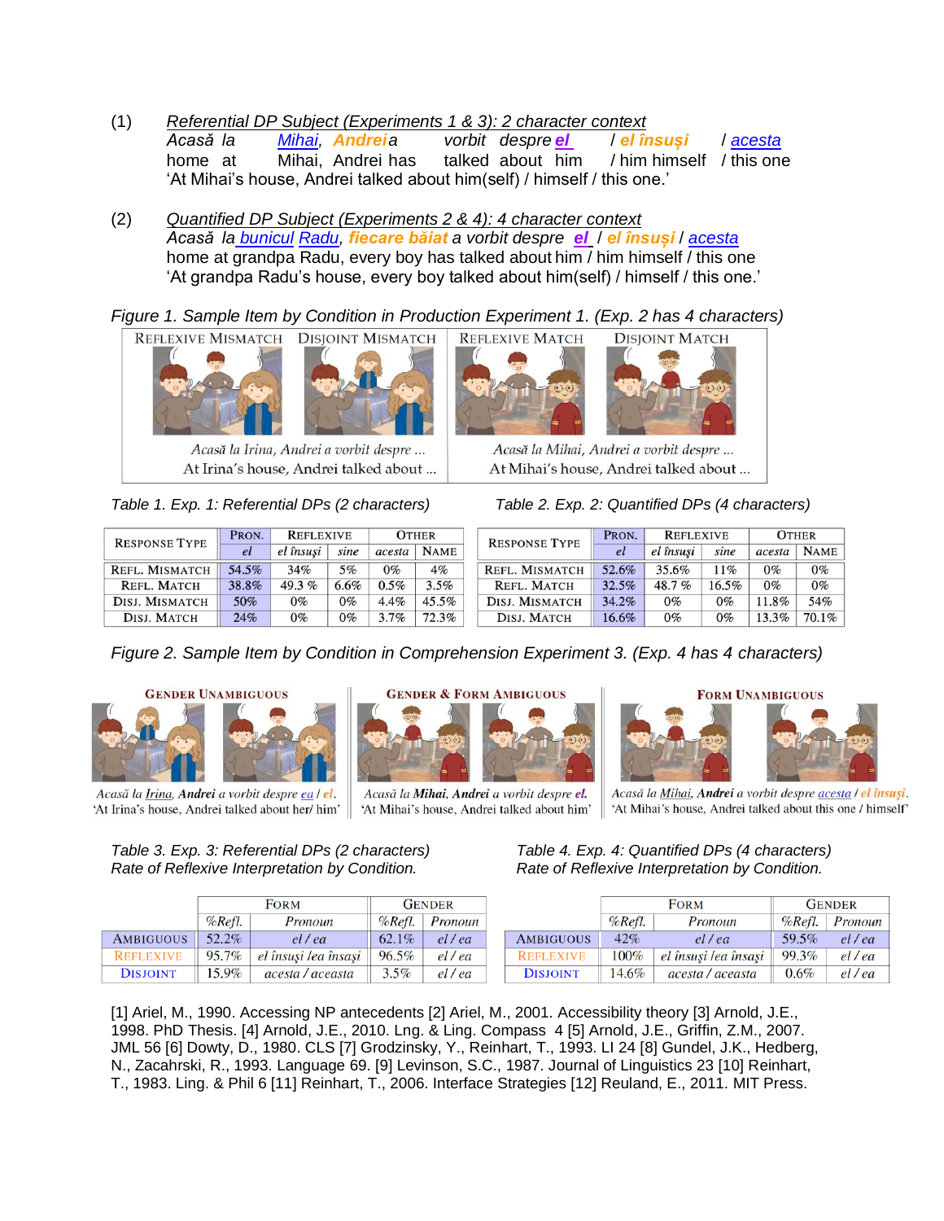(1) *Referential DP Subject (Experiments 1 & 3): 2 character context*

*Acasă la Mihai, Andrei a vorbit despre el / el însuși / acesta*
home at Mihai, Andrei has talked about him / him himself / this one
'At Mihai's house, Andrei talked about him(self) / himself / this one.'

(2) *Quantified DP Subject (Experiments 2 & 4): 4 character context*

*Acasă la bunicul Radu, fiecare băiat a vorbit despre el / el însuși / acesta*
home at grandpa Radu, every boy has talked about him / him himself / this one
'At grandpa Radu's house, every boy talked about him(self) / himself / this one.'

*Figure 1. Sample Item by Condition in Production Experiment 1. (Exp. 2 has 4 characters)*

REFLEXIVE MISMATCH  DISJOINT MISMATCH  REFLEXIVE MATCH  DISJOINT MATCH

*Acasă la Irina, Andrei a vorbit despre ...*
At Irina's house, Andrei talked about ...

*Acasă la Mihai, Andrei a vorbit despre ...*
At Mihai's house, Andrei talked about ...

*Table 1. Exp. 1: Referential DPs (2 characters)*

| Response Type | Pron. | Reflexive | | Other | |
|---|---|---|---|---|---|
| | *el* | *el însuși* | *sine* | *acesta* | Name |
| Refl. Mismatch | 54.5% | 34% | 5% | 0% | 4% |
| Refl. Match | 38.8% | 49.3 % | 6.6% | 0.5% | 3.5% |
| Disj. Mismatch | 50% | 0% | 0% | 4.4% | 45.5% |
| Disj. Match | 24% | 0% | 0% | 3.7% | 72.3% |

*Table 2. Exp. 2: Quantified DPs (4 characters)*

| Response Type | Pron. | Reflexive | | Other | |
|---|---|---|---|---|---|
| | *el* | *el însuși* | *sine* | *acesta* | Name |
| Refl. Mismatch | 52.6% | 35.6% | 11% | 0% | 0% |
| Refl. Match | 32.5% | 48.7 % | 16.5% | 0% | 0% |
| Disj. Mismatch | 34.2% | 0% | 0% | 11.8% | 54% |
| Disj. Match | 16.6% | 0% | 0% | 13.3% | 70.1% |

*Figure 2. Sample Item by Condition in Comprehension Experiment 3. (Exp. 4 has 4 characters)*

GENDER UNAMBIGUOUS  GENDER & FORM AMBIGUOUS  FORM UNAMBIGUOUS

*Acasă la Irina, **Andrei** a vorbit despre ea / el.*
'At Irina's house, Andrei talked about her/ him'

*Acasă la **Mihai**, **Andrei** a vorbit despre **el**.*
'At Mihai's house, Andrei talked about him'

*Acasă la Mihai, **Andrei** a vorbit despre acesta / el însuși.*
'At Mihai's house, Andrei talked about this one / himself'

*Table 3. Exp. 3: Referential DPs (2 characters)*
*Rate of Reflexive Interpretation by Condition.*

| | Form | | Gender | |
|---|---|---|---|---|
| | *%Refl.* | *Pronoun* | *%Refl.* | *Pronoun* |
| Ambiguous | 52.2% | *el / ea* | 62.1% | *el / ea* |
| Reflexive | 95.7% | *el însuși /ea însăși* | 96.5% | *el / ea* |
| Disjoint | 15.9% | *acesta / aceasta* | 3.5% | *el / ea* |

*Table 4. Exp. 4: Quantified DPs (4 characters)*
*Rate of Reflexive Interpretation by Condition.*

| | Form | | Gender | |
|---|---|---|---|---|
| | *%Refl.* | *Pronoun* | *%Refl.* | *Pronoun* |
| Ambiguous | 42% | *el / ea* | 59.5% | *el / ea* |
| Reflexive | 100% | *el însuși /ea însăși* | 99.3% | *el / ea* |
| Disjoint | 14.6% | *acesta / aceasta* | 0.6% | *el / ea* |

[1] Ariel, M., 1990. Accessing NP antecedents [2] Ariel, M., 2001. Accessibility theory [3] Arnold, J.E., 1998. PhD Thesis. [4] Arnold, J.E., 2010. Lng. & Ling. Compass 4 [5] Arnold, J.E., Griffin, Z.M., 2007. JML 56 [6] Dowty, D., 1980. CLS [7] Grodzinsky, Y., Reinhart, T., 1993. LI 24 [8] Gundel, J.K., Hedberg, N., Zacahrski, R., 1993. Language 69. [9] Levinson, S.C., 1987. Journal of Linguistics 23 [10] Reinhart, T., 1983. Ling. & Phil 6 [11] Reinhart, T., 2006. Interface Strategies [12] Reuland, E., 2011. MIT Press.